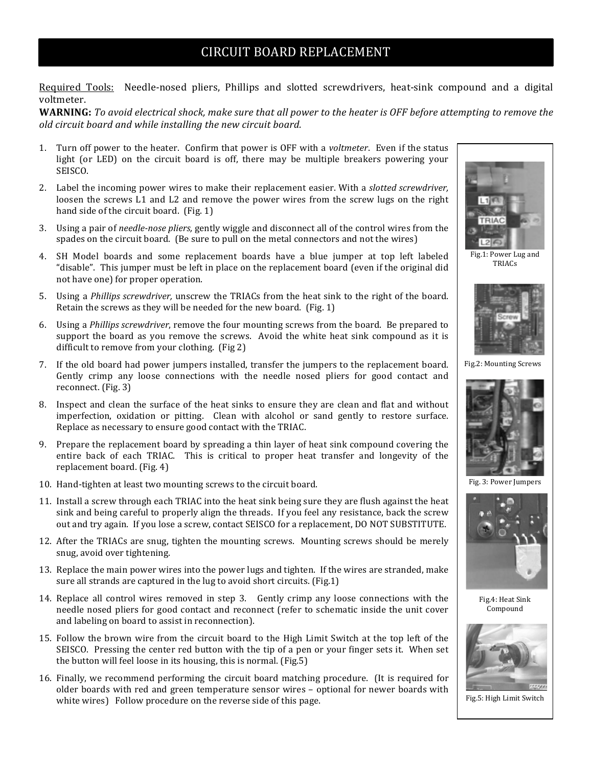# CIRCUIT BOARD REPLACEMENT

Required Tools: Needle-nosed pliers, Phillips and slotted screwdrivers, heat-sink compound and a digital voltmeter.

**WARNING:** *To avoid electrical shock, make sure that all power to the heater is OFF before attempting to remove the old circuit board and while installing the new circuit board.*

1. Turn off power to the heater. Confirm that power is OFF with a *voltmeter*. Even if the status light (or LED) on the circuit board is off, there may be multiple breakers powering your SEISCO.
2. Label the incoming power wires to make their replacement easier. With a *slotted screwdriver,* loosen the screws L1 and L2 and remove the power wires from the screw lugs on the right hand side of the circuit board. (Fig. 1)
3. Using a pair of *needle-nose pliers,* gently wiggle and disconnect all of the control wires from the spades on the circuit board. (Be sure to pull on the metal connectors and not the wires)
4. SH Model boards and some replacement boards have a blue jumper at top left labeled "disable". This jumper must be left in place on the replacement board (even if the original did not have one) for proper operation.
5. Using a *Phillips screwdriver,* unscrew the TRIACs from the heat sink to the right of the board. Retain the screws as they will be needed for the new board. (Fig. 1)
6. Using a *Phillips screwdriver*, remove the four mounting screws from the board. Be prepared to support the board as you remove the screws. Avoid the white heat sink compound as it is difficult to remove from your clothing. (Fig 2)
7. If the old board had power jumpers installed, transfer the jumpers to the replacement board. Gently crimp any loose connections with the needle nosed pliers for good contact and reconnect. (Fig. 3)
8. Inspect and clean the surface of the heat sinks to ensure they are clean and flat and without imperfection, oxidation or pitting. Clean with alcohol or sand gently to restore surface. Replace as necessary to ensure good contact with the TRIAC.
9. Prepare the replacement board by spreading a thin layer of heat sink compound covering the entire back of each TRIAC. This is critical to proper heat transfer and longevity of the replacement board. (Fig. 4)
10. Hand-tighten at least two mounting screws to the circuit board.
11. Install a screw through each TRIAC into the heat sink being sure they are flush against the heat sink and being careful to properly align the threads. If you feel any resistance, back the screw out and try again. If you lose a screw, contact SEISCO for a replacement, DO NOT SUBSTITUTE.
12. After the TRIACs are snug, tighten the mounting screws. Mounting screws should be merely snug, avoid over tightening.
13. Replace the main power wires into the power lugs and tighten. If the wires are stranded, make sure all strands are captured in the lug to avoid short circuits. (Fig.1)
14. Replace all control wires removed in step 3. Gently crimp any loose connections with the needle nosed pliers for good contact and reconnect (refer to schematic inside the unit cover and labeling on board to assist in reconnection).
15. Follow the brown wire from the circuit board to the High Limit Switch at the top left of the SEISCO. Pressing the center red button with the tip of a pen or your finger sets it. When set the button will feel loose in its housing, this is normal. (Fig.5)
16. Finally, we recommend performing the circuit board matching procedure. (It is required for older boards with red and green temperature sensor wires – optional for newer boards with white wires) Follow procedure on the reverse side of this page.

Fig.1: Power Lug and TRIACs

Fig.2: Mounting Screws

Fig. 3: Power Jumpers

Fig.4: Heat Sink Compound

Fig.5: High Limit Switch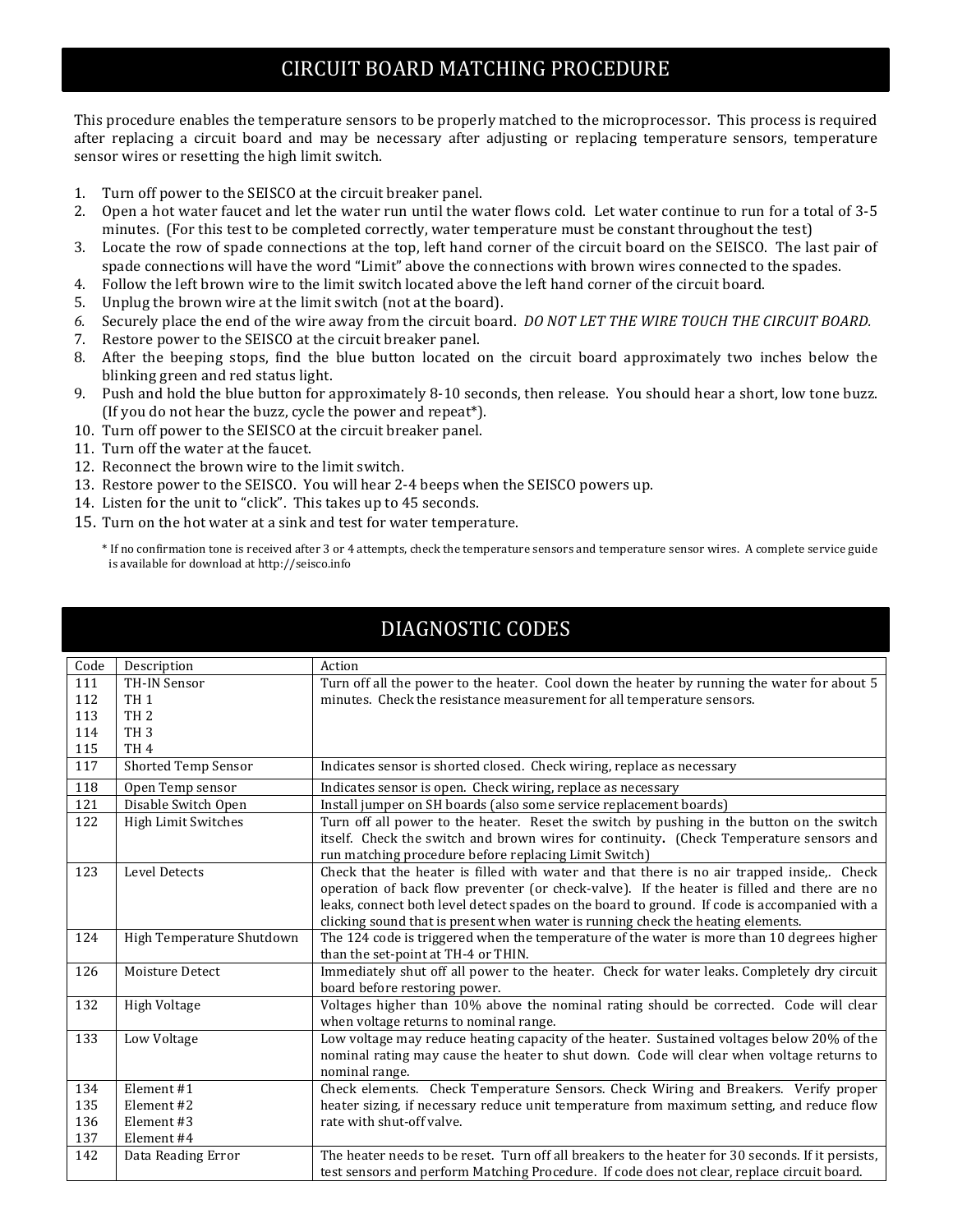## CIRCUIT BOARD MATCHING PROCEDURE

This procedure enables the temperature sensors to be properly matched to the microprocessor. This process is required after replacing a circuit board and may be necessary after adjusting or replacing temperature sensors, temperature sensor wires or resetting the high limit switch.

1. Turn off power to the SEISCO at the circuit breaker panel.
2. Open a hot water faucet and let the water run until the water flows cold. Let water continue to run for a total of 3-5 minutes. (For this test to be completed correctly, water temperature must be constant throughout the test)
3. Locate the row of spade connections at the top, left hand corner of the circuit board on the SEISCO. The last pair of spade connections will have the word "Limit" above the connections with brown wires connected to the spades.
4. Follow the left brown wire to the limit switch located above the left hand corner of the circuit board.
5. Unplug the brown wire at the limit switch (not at the board).
6. Securely place the end of the wire away from the circuit board. *DO NOT LET THE WIRE TOUCH THE CIRCUIT BOARD.*
7. Restore power to the SEISCO at the circuit breaker panel.
8. After the beeping stops, find the blue button located on the circuit board approximately two inches below the blinking green and red status light.
9. Push and hold the blue button for approximately 8-10 seconds, then release. You should hear a short, low tone buzz. (If you do not hear the buzz, cycle the power and repeat*).
10. Turn off power to the SEISCO at the circuit breaker panel.
11. Turn off the water at the faucet.
12. Reconnect the brown wire to the limit switch.
13. Restore power to the SEISCO. You will hear 2-4 beeps when the SEISCO powers up.
14. Listen for the unit to "click". This takes up to 45 seconds.
15. Turn on the hot water at a sink and test for water temperature.

\* If no confirmation tone is received after 3 or 4 attempts, check the temperature sensors and temperature sensor wires. A complete service guide is available for download at http://seisco.info

## DIAGNOSTIC CODES

| Code | Description | Action |
|---|---|---|
| 111<br>112<br>113<br>114<br>115 | TH-IN Sensor<br>TH 1<br>TH 2<br>TH 3<br>TH 4 | Turn off all the power to the heater. Cool down the heater by running the water for about 5 minutes. Check the resistance measurement for all temperature sensors. |
| 117 | Shorted Temp Sensor | Indicates sensor is shorted closed. Check wiring, replace as necessary |
| 118 | Open Temp sensor | Indicates sensor is open. Check wiring, replace as necessary |
| 121 | Disable Switch Open | Install jumper on SH boards (also some service replacement boards) |
| 122 | High Limit Switches | Turn off all power to the heater. Reset the switch by pushing in the button on the switch itself. Check the switch and brown wires for continuity**.** (Check Temperature sensors and run matching procedure before replacing Limit Switch) |
| 123 | Level Detects | Check that the heater is filled with water and that there is no air trapped inside,. Check operation of back flow preventer (or check-valve). If the heater is filled and there are no leaks, connect both level detect spades on the board to ground. If code is accompanied with a clicking sound that is present when water is running check the heating elements. |
| 124 | High Temperature Shutdown | The 124 code is triggered when the temperature of the water is more than 10 degrees higher than the set-point at TH-4 or THIN. |
| 126 | Moisture Detect | Immediately shut off all power to the heater. Check for water leaks. Completely dry circuit board before restoring power. |
| 132 | High Voltage | Voltages higher than 10% above the nominal rating should be corrected. Code will clear when voltage returns to nominal range. |
| 133 | Low Voltage | Low voltage may reduce heating capacity of the heater. Sustained voltages below 20% of the nominal rating may cause the heater to shut down. Code will clear when voltage returns to nominal range. |
| 134<br>135<br>136<br>137 | Element #1<br>Element #2<br>Element #3<br>Element #4 | Check elements. Check Temperature Sensors. Check Wiring and Breakers. Verify proper heater sizing, if necessary reduce unit temperature from maximum setting, and reduce flow rate with shut-off valve. |
| 142 | Data Reading Error | The heater needs to be reset. Turn off all breakers to the heater for 30 seconds. If it persists, test sensors and perform Matching Procedure. If code does not clear, replace circuit board. |